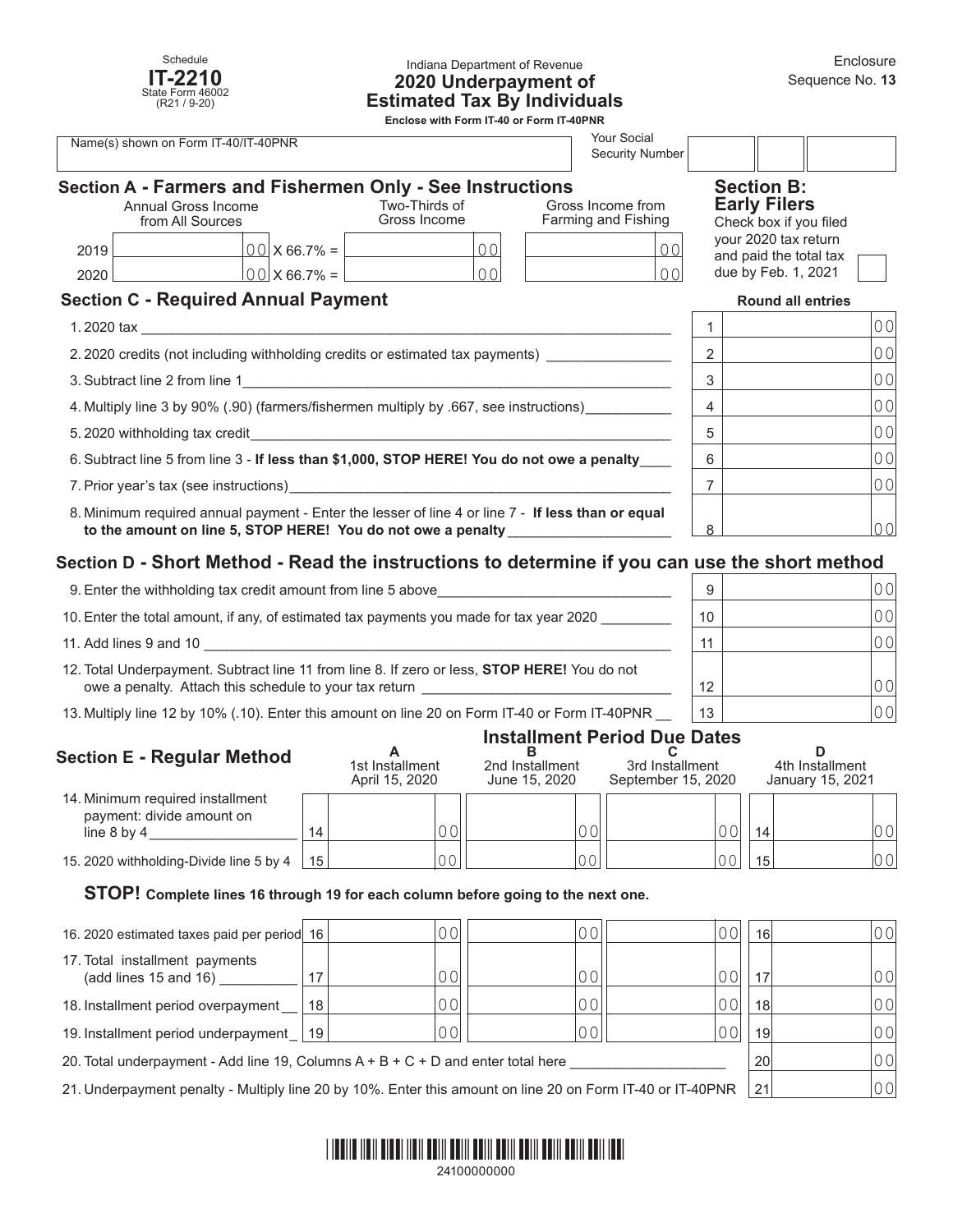Schedule
**IT-2210**
State Form 46002
(R21 / 9-20)

Indiana Department of Revenue

# 2020 Underpayment of Estimated Tax By Individuals

**Enclose with Form IT-40 or Form IT-40PNR**

Enclosure
Sequence No. **13**

Name(s) shown on Form IT-40/IT-40PNR

Your Social Security Number

## Section A - Farmers and Fishermen Only - See Instructions

| | Annual Gross Income from All Sources | | Two-Thirds of Gross Income | Gross Income from Farming and Fishing |
|---|---|---|---|---|
| 2019 | 00 | X 66.7% = | 00 | 00 |
| 2020 | 00 | X 66.7% = | 00 | 00 |

## Section B: Early Filers

Check box if you filed your 2020 tax return and paid the total tax due by Feb. 1, 2021 ☐

## Section C - Required Annual Payment

**Round all entries**

| | | |
|---|---|---|
| 1. 2020 tax | 1 | 00 |
| 2. 2020 credits (not including withholding credits or estimated tax payments) | 2 | 00 |
| 3. Subtract line 2 from line 1 | 3 | 00 |
| 4. Multiply line 3 by 90% (.90) (farmers/fishermen multiply by .667, see instructions) | 4 | 00 |
| 5. 2020 withholding tax credit | 5 | 00 |
| 6. Subtract line 5 from line 3 - **If less than $1,000, STOP HERE! You do not owe a penalty** | 6 | 00 |
| 7. Prior year's tax (see instructions) | 7 | 00 |
| 8. Minimum required annual payment - Enter the lesser of line 4 or line 7 - **If less than or equal to the amount on line 5, STOP HERE! You do not owe a penalty** | 8 | 00 |

## Section D - Short Method - Read the instructions to determine if you can use the short method

| | | |
|---|---|---|
| 9. Enter the withholding tax credit amount from line 5 above | 9 | 00 |
| 10. Enter the total amount, if any, of estimated tax payments you made for tax year 2020 | 10 | 00 |
| 11. Add lines 9 and 10 | 11 | 00 |
| 12. Total Underpayment. Subtract line 11 from line 8. If zero or less, **STOP HERE!** You do not owe a penalty. Attach this schedule to your tax return | 12 | 00 |
| 13. Multiply line 12 by 10% (.10). Enter this amount on line 20 on Form IT-40 or Form IT-40PNR | 13 | 00 |

## Section E - Regular Method

**Installment Period Due Dates**

| | A 1st Installment April 15, 2020 | B 2nd Installment June 15, 2020 | C 3rd Installment September 15, 2020 | D 4th Installment January 15, 2021 |
|---|---|---|---|---|
| 14. Minimum required installment payment: divide amount on line 8 by 4 | 00 | 00 | 00 | 00 |
| 15. 2020 withholding-Divide line 5 by 4 | 00 | 00 | 00 | 00 |

**STOP! Complete lines 16 through 19 for each column before going to the next one.**

| | A | B | C | D |
|---|---|---|---|---|
| 16. 2020 estimated taxes paid per period | 00 | 00 | 00 | 00 |
| 17. Total installment payments (add lines 15 and 16) | 00 | 00 | 00 | 00 |
| 18. Installment period overpayment | 00 | 00 | 00 | 00 |
| 19. Installment period underpayment | 00 | 00 | 00 | 00 |

| | | |
|---|---|---|
| 20. Total underpayment - Add line 19, Columns A + B + C + D and enter total here | 20 | 00 |
| 21. Underpayment penalty - Multiply line 20 by 10%. Enter this amount on line 20 on Form IT-40 or IT-40PNR | 21 | 00 |

24100000000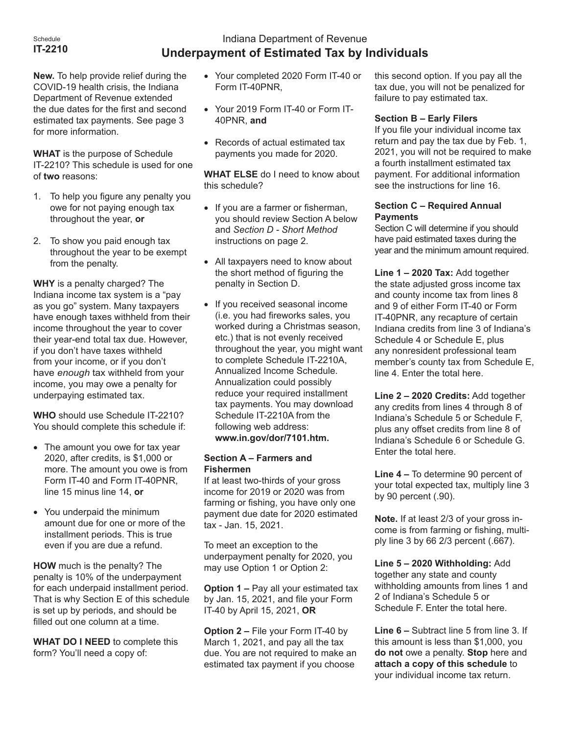Schedule **IT-2210**

# Indiana Department of Revenue
## Underpayment of Estimated Tax by Individuals

**New.** To help provide relief during the COVID-19 health crisis, the Indiana Department of Revenue extended the due dates for the first and second estimated tax payments. See page 3 for more information.

**WHAT** is the purpose of Schedule IT-2210? This schedule is used for one of **two** reasons:

1. To help you figure any penalty you owe for not paying enough tax throughout the year, **or**
2. To show you paid enough tax throughout the year to be exempt from the penalty.

**WHY** is a penalty charged? The Indiana income tax system is a "pay as you go" system. Many taxpayers have enough taxes withheld from their income throughout the year to cover their year-end total tax due. However, if you don't have taxes withheld from your income, or if you don't have *enough* tax withheld from your income, you may owe a penalty for underpaying estimated tax.

**WHO** should use Schedule IT-2210? You should complete this schedule if:

- The amount you owe for tax year 2020, after credits, is $1,000 or more. The amount you owe is from Form IT-40 and Form IT-40PNR, line 15 minus line 14, **or**
- You underpaid the minimum amount due for one or more of the installment periods. This is true even if you are due a refund.

**HOW** much is the penalty? The penalty is 10% of the underpayment for each underpaid installment period. That is why Section E of this schedule is set up by periods, and should be filled out one column at a time.

**WHAT DO I NEED** to complete this form? You'll need a copy of:

- Your completed 2020 Form IT-40 or Form IT-40PNR,
- Your 2019 Form IT-40 or Form IT-40PNR, **and**
- Records of actual estimated tax payments you made for 2020.

**WHAT ELSE** do I need to know about this schedule?

- If you are a farmer or fisherman, you should review Section A below and *Section D - Short Method* instructions on page 2.
- All taxpayers need to know about the short method of figuring the penalty in Section D.
- If you received seasonal income (i.e. you had fireworks sales, you worked during a Christmas season, etc.) that is not evenly received throughout the year, you might want to complete Schedule IT-2210A, Annualized Income Schedule. Annualization could possibly reduce your required installment tax payments. You may download Schedule IT-2210A from the following web address: **www.in.gov/dor/7101.htm.**

**Section A – Farmers and Fishermen**

If at least two-thirds of your gross income for 2019 or 2020 was from farming or fishing, you have only one payment due date for 2020 estimated tax - Jan. 15, 2021.

To meet an exception to the underpayment penalty for 2020, you may use Option 1 or Option 2:

**Option 1 –** Pay all your estimated tax by Jan. 15, 2021, and file your Form IT-40 by April 15, 2021, **OR**

**Option 2 –** File your Form IT-40 by March 1, 2021, and pay all the tax due. You are not required to make an estimated tax payment if you choose this second option. If you pay all the tax due, you will not be penalized for failure to pay estimated tax.

**Section B – Early Filers**

If you file your individual income tax return and pay the tax due by Feb. 1, 2021, you will not be required to make a fourth installment estimated tax payment. For additional information see the instructions for line 16.

**Section C – Required Annual Payments**

Section C will determine if you should have paid estimated taxes during the year and the minimum amount required.

**Line 1 – 2020 Tax:** Add together the state adjusted gross income tax and county income tax from lines 8 and 9 of either Form IT-40 or Form IT-40PNR, any recapture of certain Indiana credits from line 3 of Indiana's Schedule 4 or Schedule E, plus any nonresident professional team member's county tax from Schedule E, line 4. Enter the total here.

**Line 2 – 2020 Credits:** Add together any credits from lines 4 through 8 of Indiana's Schedule 5 or Schedule F, plus any offset credits from line 8 of Indiana's Schedule 6 or Schedule G. Enter the total here.

**Line 4 –** To determine 90 percent of your total expected tax, multiply line 3 by 90 percent (.90).

**Note.** If at least 2/3 of your gross income is from farming or fishing, multiply line 3 by 66 2/3 percent (.667).

**Line 5 – 2020 Withholding:** Add together any state and county withholding amounts from lines 1 and 2 of Indiana's Schedule 5 or Schedule F. Enter the total here.

**Line 6 –** Subtract line 5 from line 3. If this amount is less than $1,000, you **do not** owe a penalty. **Stop** here and **attach a copy of this schedule** to your individual income tax return.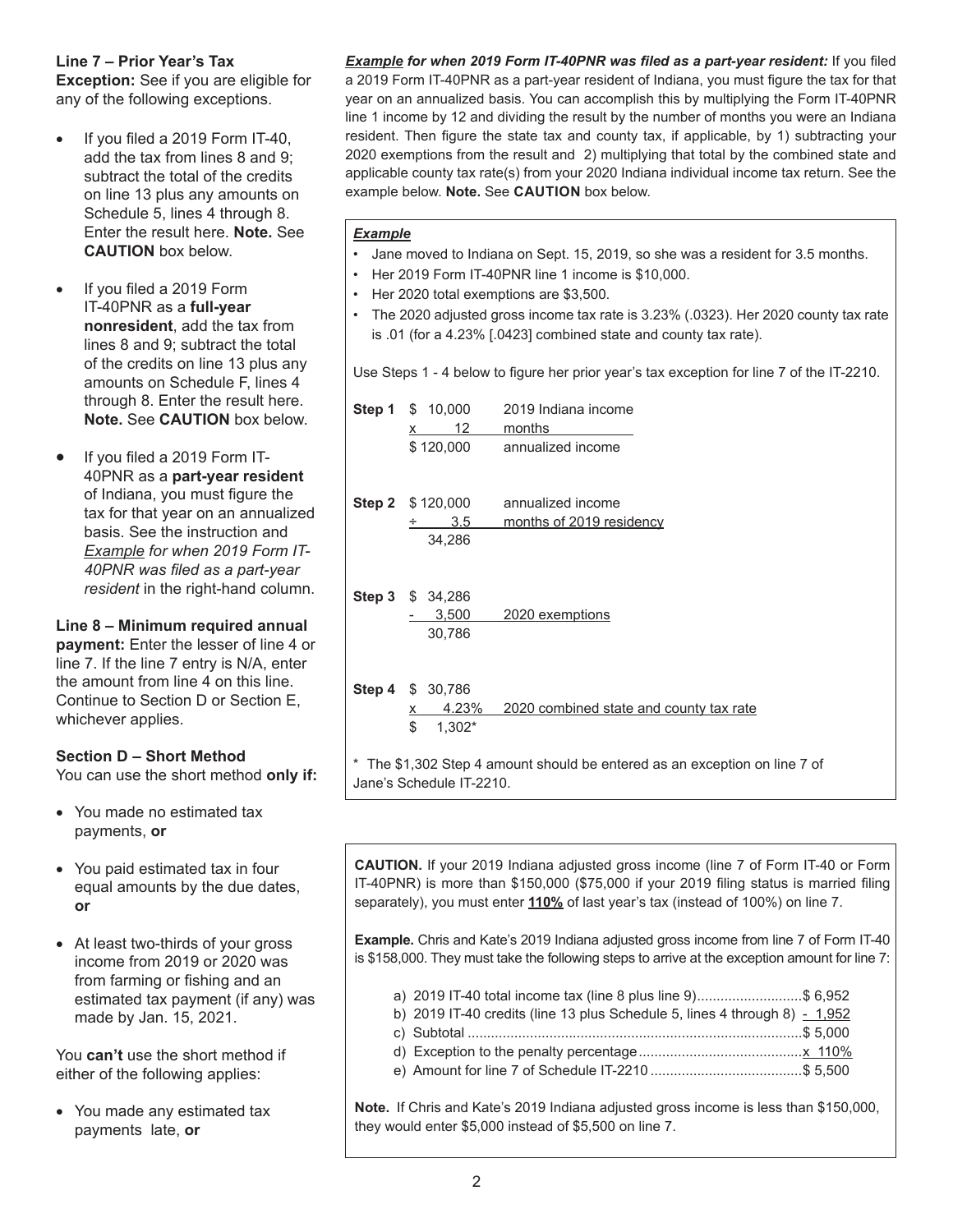**Line 7 – Prior Year's Tax**

**Exception:** See if you are eligible for any of the following exceptions.

- If you filed a 2019 Form IT-40, add the tax from lines 8 and 9; subtract the total of the credits on line 13 plus any amounts on Schedule 5, lines 4 through 8. Enter the result here. **Note.** See **CAUTION** box below.
- If you filed a 2019 Form IT-40PNR as a **full-year nonresident**, add the tax from lines 8 and 9; subtract the total of the credits on line 13 plus any amounts on Schedule F, lines 4 through 8. Enter the result here. **Note.** See **CAUTION** box below.
- If you filed a 2019 Form IT-40PNR as a **part-year resident** of Indiana, you must figure the tax for that year on an annualized basis. See the instruction and *Example for when 2019 Form IT-40PNR was filed as a part-year resident* in the right-hand column.

**Line 8 – Minimum required annual payment:** Enter the lesser of line 4 or line 7. If the line 7 entry is N/A, enter the amount from line 4 on this line. Continue to Section D or Section E, whichever applies.

**Section D – Short Method**

You can use the short method **only if:**

- You made no estimated tax payments, **or**
- You paid estimated tax in four equal amounts by the due dates, **or**
- At least two-thirds of your gross income from 2019 or 2020 was from farming or fishing and an estimated tax payment (if any) was made by Jan. 15, 2021.

You **can't** use the short method if either of the following applies:

- You made any estimated tax payments late, **or**

***Example* for when 2019 Form IT-40PNR was filed as a part-year resident:** If you filed a 2019 Form IT-40PNR as a part-year resident of Indiana, you must figure the tax for that year on an annualized basis. You can accomplish this by multiplying the Form IT-40PNR line 1 income by 12 and dividing the result by the number of months you were an Indiana resident. Then figure the state tax and county tax, if applicable, by 1) subtracting your 2020 exemptions from the result and 2) multiplying that total by the combined state and applicable county tax rate(s) from your 2020 Indiana individual income tax return. See the example below. **Note.** See **CAUTION** box below.

***Example***

- Jane moved to Indiana on Sept. 15, 2019, so she was a resident for 3.5 months.
- Her 2019 Form IT-40PNR line 1 income is $10,000.
- Her 2020 total exemptions are $3,500.
- The 2020 adjusted gross income tax rate is 3.23% (.0323). Her 2020 county tax rate is .01 (for a 4.23% [.0423] combined state and county tax rate).

Use Steps 1 - 4 below to figure her prior year's tax exception for line 7 of the IT-2210.

| Step | Amount | Description |
|---|---|---|
| **Step 1** | $ 10,000 | 2019 Indiana income |
| | x 12 | months |
| | $ 120,000 | annualized income |
| **Step 2** | $ 120,000 | annualized income |
| | ÷ 3.5 | months of 2019 residency |
| | 34,286 | |
| **Step 3** | $ 34,286 | |
| | - 3,500 | 2020 exemptions |
| | 30,786 | |
| **Step 4** | $ 30,786 | |
| | x 4.23% | 2020 combined state and county tax rate |
| | $ 1,302* | |

\* The $1,302 Step 4 amount should be entered as an exception on line 7 of Jane's Schedule IT-2210.

**CAUTION.** If your 2019 Indiana adjusted gross income (line 7 of Form IT-40 or Form IT-40PNR) is more than $150,000 ($75,000 if your 2019 filing status is married filing separately), you must enter **110%** of last year's tax (instead of 100%) on line 7.

**Example.** Chris and Kate's 2019 Indiana adjusted gross income from line 7 of Form IT-40 is $158,000. They must take the following steps to arrive at the exception amount for line 7:

| | |
|---|---|
| a) 2019 IT-40 total income tax (line 8 plus line 9) | $ 6,952 |
| b) 2019 IT-40 credits (line 13 plus Schedule 5, lines 4 through 8) | - 1,952 |
| c) Subtotal | $ 5,000 |
| d) Exception to the penalty percentage | x 110% |
| e) Amount for line 7 of Schedule IT-2210 | $ 5,500 |

**Note.** If Chris and Kate's 2019 Indiana adjusted gross income is less than $150,000, they would enter $5,000 instead of $5,500 on line 7.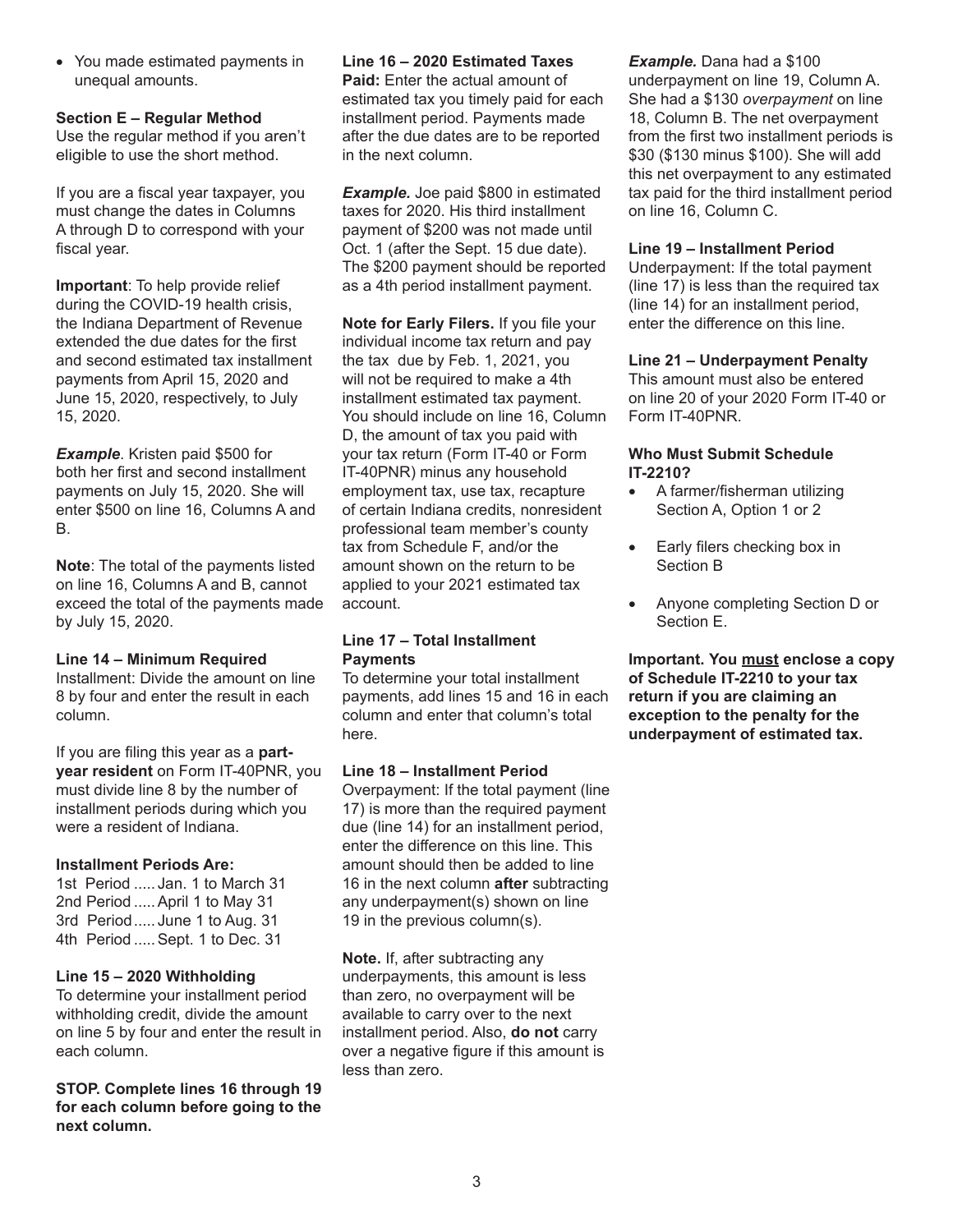- You made estimated payments in unequal amounts.

**Section E – Regular Method**
Use the regular method if you aren't eligible to use the short method.

If you are a fiscal year taxpayer, you must change the dates in Columns A through D to correspond with your fiscal year.

**Important**: To help provide relief during the COVID-19 health crisis, the Indiana Department of Revenue extended the due dates for the first and second estimated tax installment payments from April 15, 2020 and June 15, 2020, respectively, to July 15, 2020.

***Example***. Kristen paid $500 for both her first and second installment payments on July 15, 2020. She will enter $500 on line 16, Columns A and B.

**Note**: The total of the payments listed on line 16, Columns A and B, cannot exceed the total of the payments made by July 15, 2020.

**Line 14 – Minimum Required**
Installment: Divide the amount on line 8 by four and enter the result in each column.

If you are filing this year as a **part-year resident** on Form IT-40PNR, you must divide line 8 by the number of installment periods during which you were a resident of Indiana.

**Installment Periods Are:**

1st Period ..... Jan. 1 to March 31
2nd Period ..... April 1 to May 31
3rd Period ..... June 1 to Aug. 31
4th Period ..... Sept. 1 to Dec. 31

**Line 15 – 2020 Withholding**
To determine your installment period withholding credit, divide the amount on line 5 by four and enter the result in each column.

**STOP. Complete lines 16 through 19 for each column before going to the next column.**

**Line 16 – 2020 Estimated Taxes Paid:** Enter the actual amount of estimated tax you timely paid for each installment period. Payments made after the due dates are to be reported in the next column.

***Example.*** Joe paid $800 in estimated taxes for 2020. His third installment payment of $200 was not made until Oct. 1 (after the Sept. 15 due date). The $200 payment should be reported as a 4th period installment payment.

**Note for Early Filers.** If you file your individual income tax return and pay the tax due by Feb. 1, 2021, you will not be required to make a 4th installment estimated tax payment. You should include on line 16, Column D, the amount of tax you paid with your tax return (Form IT-40 or Form IT-40PNR) minus any household employment tax, use tax, recapture of certain Indiana credits, nonresident professional team member's county tax from Schedule F, and/or the amount shown on the return to be applied to your 2021 estimated tax account.

**Line 17 – Total Installment Payments**
To determine your total installment payments, add lines 15 and 16 in each column and enter that column's total here.

**Line 18 – Installment Period**
Overpayment: If the total payment (line 17) is more than the required payment due (line 14) for an installment period, enter the difference on this line. This amount should then be added to line 16 in the next column **after** subtracting any underpayment(s) shown on line 19 in the previous column(s).

**Note.** If, after subtracting any underpayments, this amount is less than zero, no overpayment will be available to carry over to the next installment period. Also, **do not** carry over a negative figure if this amount is less than zero.

***Example.*** Dana had a $100 underpayment on line 19, Column A. She had a $130 *overpayment* on line 18, Column B. The net overpayment from the first two installment periods is $30 ($130 minus $100). She will add this net overpayment to any estimated tax paid for the third installment period on line 16, Column C.

**Line 19 – Installment Period**
Underpayment: If the total payment (line 17) is less than the required tax (line 14) for an installment period, enter the difference on this line.

**Line 21 – Underpayment Penalty**
This amount must also be entered on line 20 of your 2020 Form IT-40 or Form IT-40PNR.

**Who Must Submit Schedule IT-2210?**

- A farmer/fisherman utilizing Section A, Option 1 or 2
- Early filers checking box in Section B
- Anyone completing Section D or Section E.

**Important. You must enclose a copy of Schedule IT-2210 to your tax return if you are claiming an exception to the penalty for the underpayment of estimated tax.**